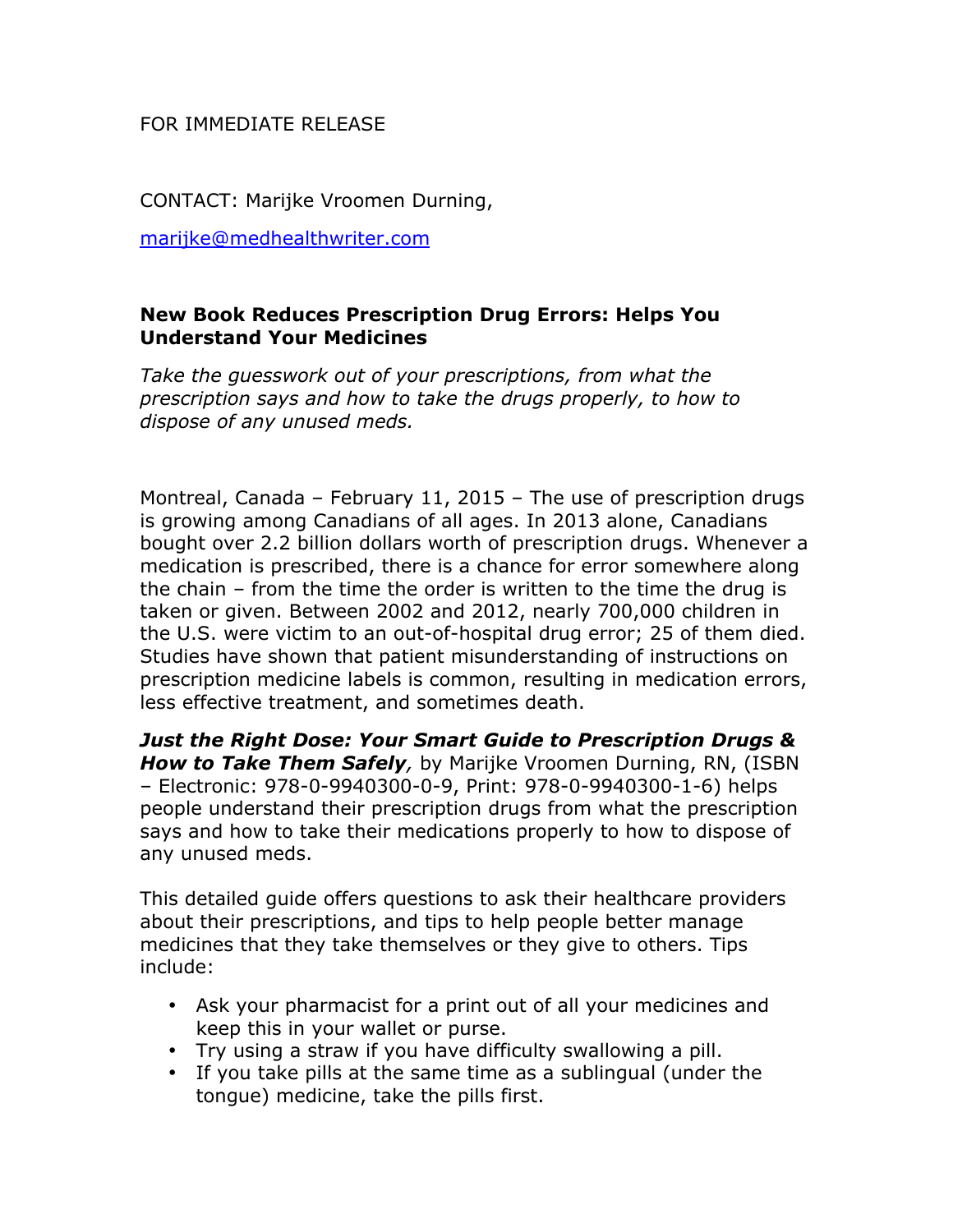FOR IMMEDIATE RELEASE

CONTACT: Marijke Vroomen Durning,

marijke@medhealthwriter.com

**New Book Reduces Prescription Drug Errors: Helps You Understand Your Medicines**

*Take the guesswork out of your prescriptions, from what the prescription says and how to take the drugs properly, to how to dispose of any unused meds.*

Montreal, Canada – February 11, 2015 – The use of prescription drugs is growing among Canadians of all ages. In 2013 alone, Canadians bought over 2.2 billion dollars worth of prescription drugs. Whenever a medication is prescribed, there is a chance for error somewhere along the chain – from the time the order is written to the time the drug is taken or given. Between 2002 and 2012, nearly 700,000 children in the U.S. were victim to an out-of-hospital drug error; 25 of them died. Studies have shown that patient misunderstanding of instructions on prescription medicine labels is common, resulting in medication errors, less effective treatment, and sometimes death.

***Just the Right Dose: Your Smart Guide to Prescription Drugs & How to Take Them Safely***, by Marijke Vroomen Durning, RN, (ISBN – Electronic: 978-0-9940300-0-9, Print: 978-0-9940300-1-6) helps people understand their prescription drugs from what the prescription says and how to take their medications properly to how to dispose of any unused meds.

This detailed guide offers questions to ask their healthcare providers about their prescriptions, and tips to help people better manage medicines that they take themselves or they give to others. Tips include:

- Ask your pharmacist for a print out of all your medicines and keep this in your wallet or purse.
- Try using a straw if you have difficulty swallowing a pill.
- If you take pills at the same time as a sublingual (under the tongue) medicine, take the pills first.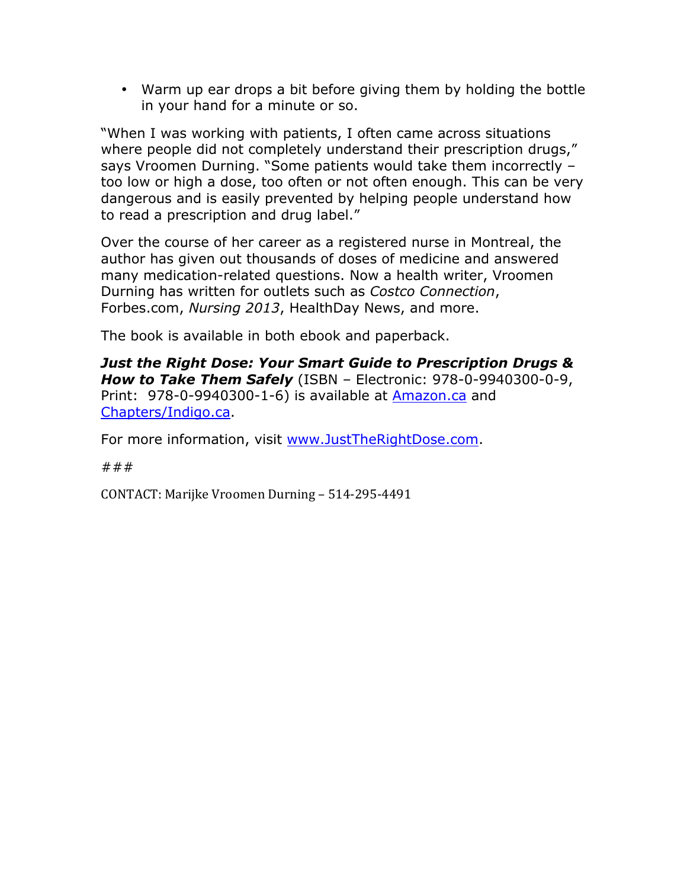- Warm up ear drops a bit before giving them by holding the bottle in your hand for a minute or so.

"When I was working with patients, I often came across situations where people did not completely understand their prescription drugs," says Vroomen Durning. "Some patients would take them incorrectly – too low or high a dose, too often or not often enough. This can be very dangerous and is easily prevented by helping people understand how to read a prescription and drug label."

Over the course of her career as a registered nurse in Montreal, the author has given out thousands of doses of medicine and answered many medication-related questions. Now a health writer, Vroomen Durning has written for outlets such as *Costco Connection*, Forbes.com, *Nursing 2013*, HealthDay News, and more.

The book is available in both ebook and paperback.

***Just the Right Dose: Your Smart Guide to Prescription Drugs & How to Take Them Safely*** (ISBN – Electronic: 978-0-9940300-0-9, Print: 978-0-9940300-1-6) is available at [Amazon.ca]() and [Chapters/Indigo.ca]().

For more information, visit [www.JustTheRightDose.com]().

###

CONTACT: Marijke Vroomen Durning – 514-295-4491